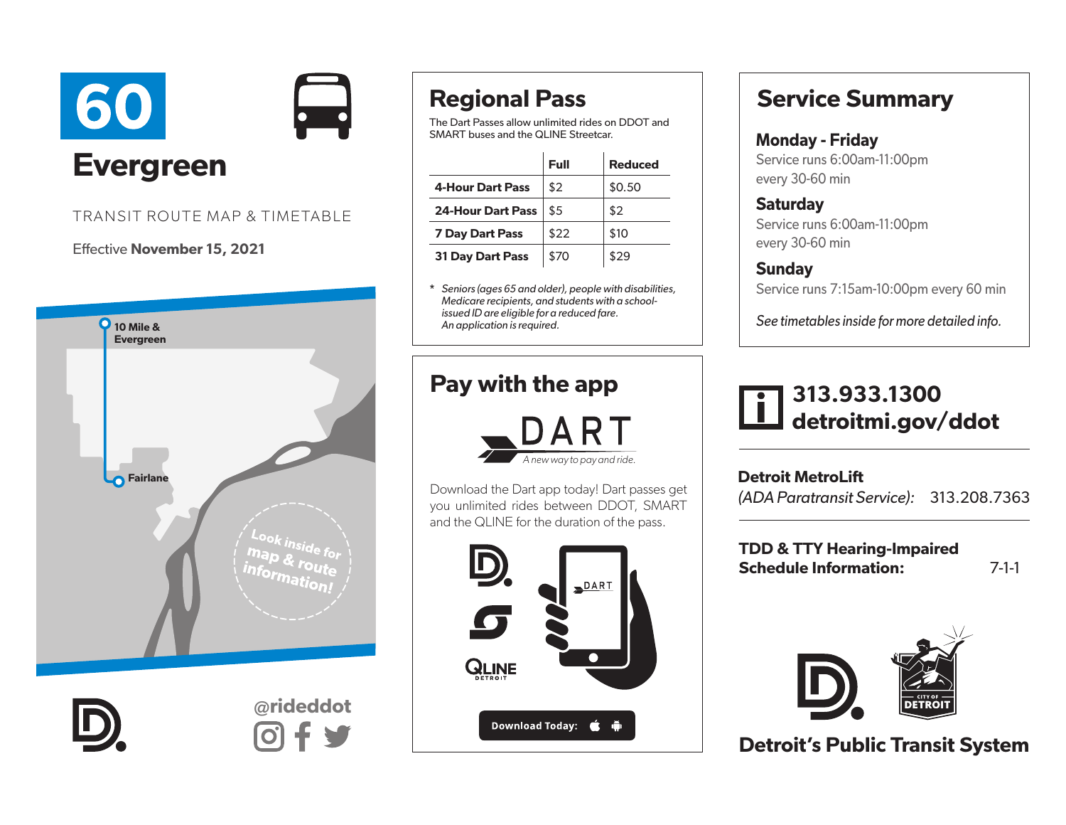# 60 Evergreen

TRANSIT ROUTE MAP & TIMETABLE

Effective **November 15, 2021**

10 Mile & Evergreen

Fairlane

Look inside for map & route information!

@rideddot

## Regional Pass

The Dart Passes allow unlimited rides on DDOT and SMART buses and the QLINE Streetcar.

| | Full | Reduced |
|---|---|---|
| **4-Hour Dart Pass** | $2 | $0.50 |
| **24-Hour Dart Pass** | $5 | $2 |
| **7 Day Dart Pass** | $22 | $10 |
| **31 Day Dart Pass** | $70 | $29 |

\* *Seniors (ages 65 and older), people with disabilities, Medicare recipients, and students with a school-issued ID are eligible for a reduced fare. An application is required.*

## Pay with the app

DART

*A new way to pay and ride.*

Download the Dart app today! Dart passes get you unlimited rides between DDOT, SMART and the QLINE for the duration of the pass.

QLINE DETROIT

DART

**Download Today:**

## Service Summary

### Monday - Friday

Service runs 6:00am-11:00pm every 30-60 min

### Saturday

Service runs 6:00am-11:00pm every 30-60 min

### Sunday

Service runs 7:15am-10:00pm every 60 min

*See timetables inside for more detailed info.*

**313.933.1300**
**detroitmi.gov/ddot**

**Detroit MetroLift**
*(ADA Paratransit Service):* 313.208.7363

**TDD & TTY Hearing-Impaired Schedule Information:** 7-1-1

CITY OF DETROIT

**Detroit's Public Transit System**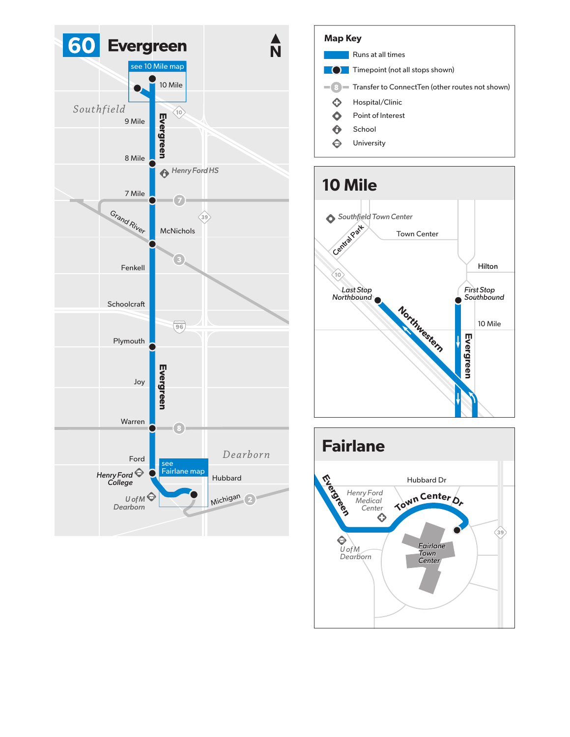# 60 Evergreen

N

see 10 Mile map

10 Mile

Southfield

9 Mile

Evergreen

8 Mile

Henry Ford HS

7 Mile

Grand River

McNichols

Fenkell

Schoolcraft

Plymouth

Joy

Evergreen

Warren

Dearborn

Ford

Henry Ford College

see Fairlane map

Hubbard

U of M Dearborn

Michigan

## Map Key

- Runs at all times
- Timepoint (not all stops shown)
- Transfer to ConnectTen (other routes not shown)
- Hospital/Clinic
- Point of Interest
- School
- University

## 10 Mile

Southfield Town Center

Central Park

Town Center

Hilton

Last Stop Northbound

First Stop Southbound

10 Mile

Northwestern

Evergreen

## Fairlane

Evergreen

Hubbard Dr

Henry Ford Medical Center

Town Center Dr

U of M Dearborn

Fairlane Town Center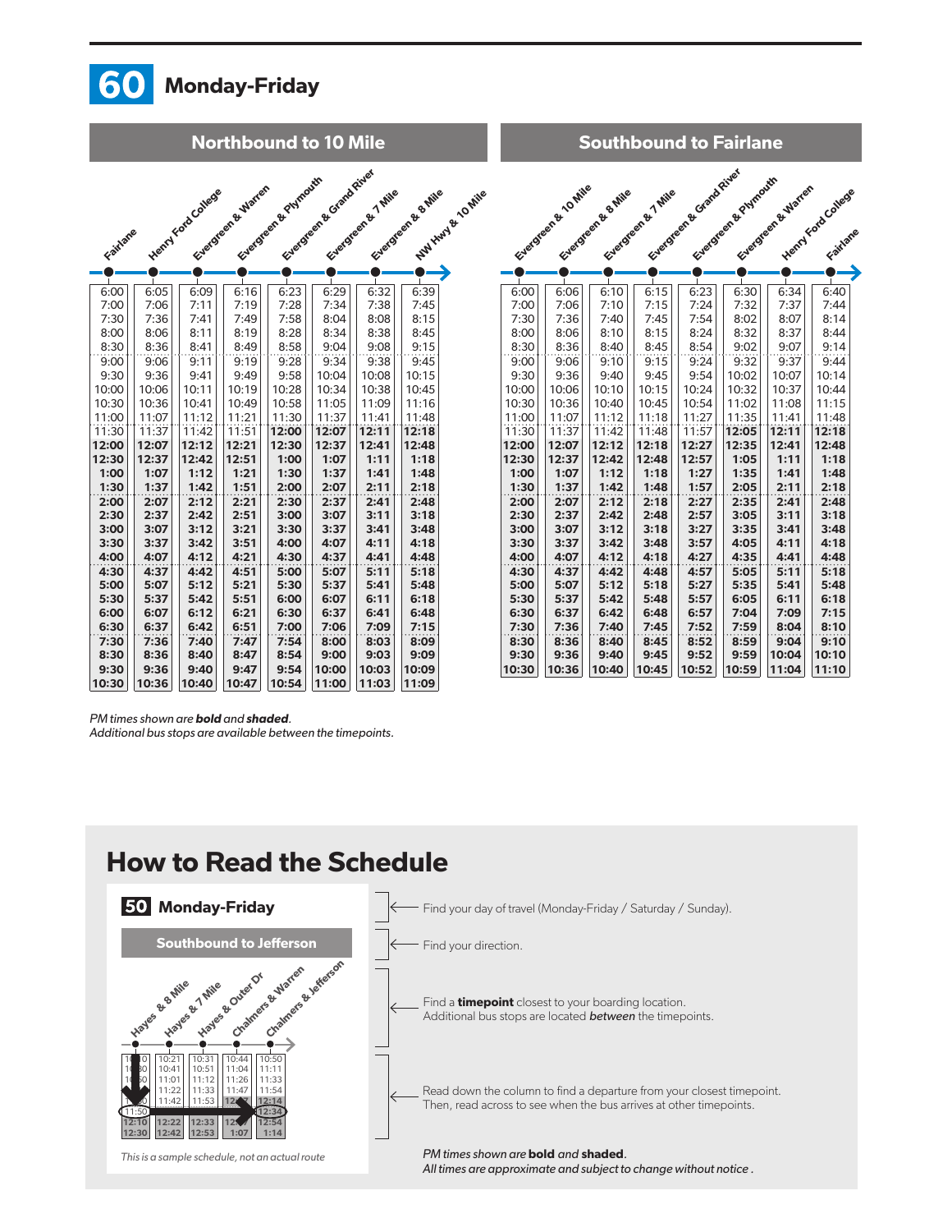# 60 Monday-Friday

## Northbound to 10 Mile

| Fairlane | Henry Ford College | Evergreen & Warren | Evergreen & Plymouth | Evergreen & Grand River | Evergreen & 7 Mile | Evergreen & 8 Mile | NW Hwy & 10 Mile |
|---|---|---|---|---|---|---|---|
| 6:00 | 6:05 | 6:09 | 6:16 | 6:23 | 6:29 | 6:32 | 6:39 |
| 7:00 | 7:06 | 7:11 | 7:19 | 7:28 | 7:34 | 7:38 | 7:45 |
| 7:30 | 7:36 | 7:41 | 7:49 | 7:58 | 8:04 | 8:08 | 8:15 |
| 8:00 | 8:06 | 8:11 | 8:19 | 8:28 | 8:34 | 8:38 | 8:45 |
| 8:30 | 8:36 | 8:41 | 8:49 | 8:58 | 9:04 | 9:08 | 9:15 |
| 9:00 | 9:06 | 9:11 | 9:19 | 9:28 | 9:34 | 9:38 | 9:45 |
| 9:30 | 9:36 | 9:41 | 9:49 | 9:58 | 10:04 | 10:08 | 10:15 |
| 10:00 | 10:06 | 10:11 | 10:19 | 10:28 | 10:34 | 10:38 | 10:45 |
| 10:30 | 10:36 | 10:41 | 10:49 | 10:58 | 11:05 | 11:09 | 11:16 |
| 11:00 | 11:07 | 11:12 | 11:21 | 11:30 | 11:37 | 11:41 | 11:48 |
| 11:30 | 11:37 | 11:42 | 11:51 | **12:00** | **12:07** | **12:11** | **12:18** |
| **12:00** | **12:07** | **12:12** | **12:21** | **12:30** | **12:37** | **12:41** | **12:48** |
| **12:30** | **12:37** | **12:42** | **12:51** | **1:00** | **1:07** | **1:11** | **1:18** |
| **1:00** | **1:07** | **1:12** | **1:21** | **1:30** | **1:37** | **1:41** | **1:48** |
| **1:30** | **1:37** | **1:42** | **1:51** | **2:00** | **2:07** | **2:11** | **2:18** |
| **2:00** | **2:07** | **2:12** | **2:21** | **2:30** | **2:37** | **2:41** | **2:48** |
| **2:30** | **2:37** | **2:42** | **2:51** | **3:00** | **3:07** | **3:11** | **3:18** |
| **3:00** | **3:07** | **3:12** | **3:21** | **3:30** | **3:37** | **3:41** | **3:48** |
| **3:30** | **3:37** | **3:42** | **3:51** | **4:00** | **4:07** | **4:11** | **4:18** |
| **4:00** | **4:07** | **4:12** | **4:21** | **4:30** | **4:37** | **4:41** | **4:48** |
| **4:30** | **4:37** | **4:42** | **4:51** | **5:00** | **5:07** | **5:11** | **5:18** |
| **5:00** | **5:07** | **5:12** | **5:21** | **5:30** | **5:37** | **5:41** | **5:48** |
| **5:30** | **5:37** | **5:42** | **5:51** | **6:00** | **6:07** | **6:11** | **6:18** |
| **6:00** | **6:07** | **6:12** | **6:21** | **6:30** | **6:37** | **6:41** | **6:48** |
| **6:30** | **6:37** | **6:42** | **6:51** | **7:00** | **7:06** | **7:09** | **7:15** |
| **7:30** | **7:36** | **7:40** | **7:47** | **7:54** | **8:00** | **8:03** | **8:09** |
| **8:30** | **8:36** | **8:40** | **8:47** | **8:54** | **9:00** | **9:03** | **9:09** |
| **9:30** | **9:36** | **9:40** | **9:47** | **9:54** | **10:00** | **10:03** | **10:09** |
| **10:30** | **10:36** | **10:40** | **10:47** | **10:54** | **11:00** | **11:03** | **11:09** |

## Southbound to Fairlane

| Evergreen & 10 Mile | Evergreen & 8 Mile | Evergreen & 7 Mile | Evergreen & Grand River | Evergreen & Plymouth | Evergreen & Warren | Henry Ford College | Fairlane |
|---|---|---|---|---|---|---|---|
| 6:00 | 6:06 | 6:10 | 6:15 | 6:23 | 6:30 | 6:34 | 6:40 |
| 7:00 | 7:06 | 7:10 | 7:15 | 7:24 | 7:32 | 7:37 | 7:44 |
| 7:30 | 7:36 | 7:40 | 7:45 | 7:54 | 8:02 | 8:07 | 8:14 |
| 8:00 | 8:06 | 8:10 | 8:15 | 8:24 | 8:32 | 8:37 | 8:44 |
| 8:30 | 8:36 | 8:40 | 8:45 | 8:54 | 9:02 | 9:07 | 9:14 |
| 9:00 | 9:06 | 9:10 | 9:15 | 9:24 | 9:32 | 9:37 | 9:44 |
| 9:30 | 9:36 | 9:40 | 9:45 | 9:54 | 10:02 | 10:07 | 10:14 |
| 10:00 | 10:06 | 10:10 | 10:15 | 10:24 | 10:32 | 10:37 | 10:44 |
| 10:30 | 10:36 | 10:40 | 10:45 | 10:54 | 11:02 | 11:08 | 11:15 |
| 11:00 | 11:07 | 11:12 | 11:18 | 11:27 | 11:35 | 11:41 | 11:48 |
| 11:30 | 11:37 | 11:42 | 11:48 | 11:57 | **12:05** | **12:11** | **12:18** |
| **12:00** | **12:07** | **12:12** | **12:18** | **12:27** | **12:35** | **12:41** | **12:48** |
| **12:30** | **12:37** | **12:42** | **12:48** | **12:57** | **1:05** | **1:11** | **1:18** |
| **1:00** | **1:07** | **1:12** | **1:18** | **1:27** | **1:35** | **1:41** | **1:48** |
| **1:30** | **1:37** | **1:42** | **1:48** | **1:57** | **2:05** | **2:11** | **2:18** |
| **2:00** | **2:07** | **2:12** | **2:18** | **2:27** | **2:35** | **2:41** | **2:48** |
| **2:30** | **2:37** | **2:42** | **2:48** | **2:57** | **3:05** | **3:11** | **3:18** |
| **3:00** | **3:07** | **3:12** | **3:18** | **3:27** | **3:35** | **3:41** | **3:48** |
| **3:30** | **3:37** | **3:42** | **3:48** | **3:57** | **4:05** | **4:11** | **4:18** |
| **4:00** | **4:07** | **4:12** | **4:18** | **4:27** | **4:35** | **4:41** | **4:48** |
| **4:30** | **4:37** | **4:42** | **4:48** | **4:57** | **5:05** | **5:11** | **5:18** |
| **5:00** | **5:07** | **5:12** | **5:18** | **5:27** | **5:35** | **5:41** | **5:48** |
| **5:30** | **5:37** | **5:42** | **5:48** | **5:57** | **6:05** | **6:11** | **6:18** |
| **6:30** | **6:37** | **6:42** | **6:48** | **6:57** | **7:04** | **7:09** | **7:15** |
| **7:30** | **7:36** | **7:40** | **7:45** | **7:52** | **7:59** | **8:04** | **8:10** |
| **8:30** | **8:36** | **8:40** | **8:45** | **8:52** | **8:59** | **9:04** | **9:10** |
| **9:30** | **9:36** | **9:40** | **9:45** | **9:52** | **9:59** | **10:04** | **10:10** |
| **10:30** | **10:36** | **10:40** | **10:45** | **10:52** | **10:59** | **11:04** | **11:10** |

*PM times shown are **bold** and **shaded**.*
*Additional bus stops are available between the timepoints.*

## How to Read the Schedule

**50 Monday-Friday**

**Southbound to Jefferson**

Hayes & 8 Mile, Hayes & 7 Mile, Hayes & Outer Dr, Chalmers & Warren, Chalmers & Jefferson

*This is a sample schedule, not an actual route*

- Find your day of travel (Monday-Friday / Saturday / Sunday).
- Find your direction.
- Find a **timepoint** closest to your boarding location. Additional bus stops are located *between* the timepoints.
- Read down the column to find a departure from your closest timepoint. Then, read across to see when the bus arrives at other timepoints.

*PM times shown are **bold** and **shaded**.*
*All times are approximate and subject to change without notice .*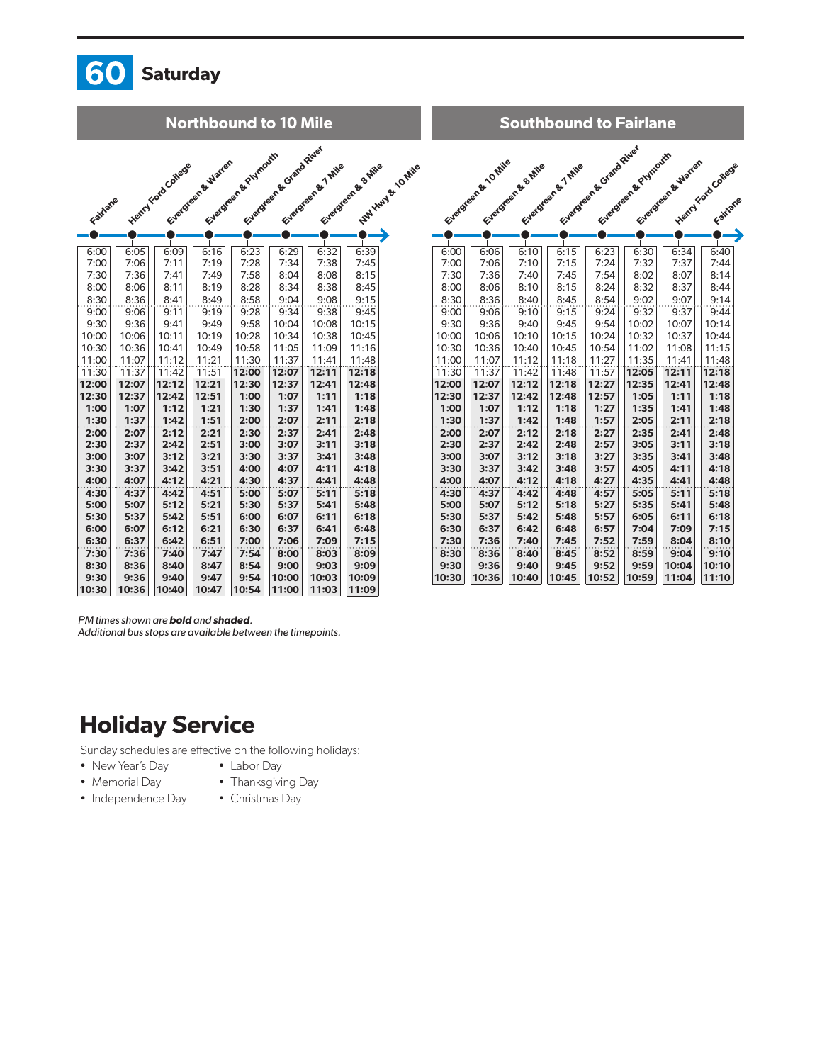# 60 Saturday

## Northbound to 10 Mile

| Fairlane | Henry Ford College | Evergreen & Warren | Evergreen & Plymouth | Evergreen & Grand River | Evergreen & 7 Mile | Evergreen & 8 Mile | NW Hwy & 10 Mile |
|---|---|---|---|---|---|---|---|
| 6:00 | 6:05 | 6:09 | 6:16 | 6:23 | 6:29 | 6:32 | 6:39 |
| 7:00 | 7:06 | 7:11 | 7:19 | 7:28 | 7:34 | 7:38 | 7:45 |
| 7:30 | 7:36 | 7:41 | 7:49 | 7:58 | 8:04 | 8:08 | 8:15 |
| 8:00 | 8:06 | 8:11 | 8:19 | 8:28 | 8:34 | 8:38 | 8:45 |
| 8:30 | 8:36 | 8:41 | 8:49 | 8:58 | 9:04 | 9:08 | 9:15 |
| 9:00 | 9:06 | 9:11 | 9:19 | 9:28 | 9:34 | 9:38 | 9:45 |
| 9:30 | 9:36 | 9:41 | 9:49 | 9:58 | 10:04 | 10:08 | 10:15 |
| 10:00 | 10:06 | 10:11 | 10:19 | 10:28 | 10:34 | 10:38 | 10:45 |
| 10:30 | 10:36 | 10:41 | 10:49 | 10:58 | 11:05 | 11:09 | 11:16 |
| 11:00 | 11:07 | 11:12 | 11:21 | 11:30 | 11:37 | 11:41 | 11:48 |
| 11:30 | 11:37 | 11:42 | 11:51 | **12:00** | **12:07** | **12:11** | **12:18** |
| **12:00** | **12:07** | **12:12** | **12:21** | **12:30** | **12:37** | **12:41** | **12:48** |
| **12:30** | **12:37** | **12:42** | **12:51** | **1:00** | **1:07** | **1:11** | **1:18** |
| **1:00** | **1:07** | **1:12** | **1:21** | **1:30** | **1:37** | **1:41** | **1:48** |
| **1:30** | **1:37** | **1:42** | **1:51** | **2:00** | **2:07** | **2:11** | **2:18** |
| **2:00** | **2:07** | **2:12** | **2:21** | **2:30** | **2:37** | **2:41** | **2:48** |
| **2:30** | **2:37** | **2:42** | **2:51** | **3:00** | **3:07** | **3:11** | **3:18** |
| **3:00** | **3:07** | **3:12** | **3:21** | **3:30** | **3:37** | **3:41** | **3:48** |
| **3:30** | **3:37** | **3:42** | **3:51** | **4:00** | **4:07** | **4:11** | **4:18** |
| **4:00** | **4:07** | **4:12** | **4:21** | **4:30** | **4:37** | **4:41** | **4:48** |
| **4:30** | **4:37** | **4:42** | **4:51** | **5:00** | **5:07** | **5:11** | **5:18** |
| **5:00** | **5:07** | **5:12** | **5:21** | **5:30** | **5:37** | **5:41** | **5:48** |
| **5:30** | **5:37** | **5:42** | **5:51** | **6:00** | **6:07** | **6:11** | **6:18** |
| **6:00** | **6:07** | **6:12** | **6:21** | **6:30** | **6:37** | **6:41** | **6:48** |
| **6:30** | **6:37** | **6:42** | **6:51** | **7:00** | **7:06** | **7:09** | **7:15** |
| **7:30** | **7:36** | **7:40** | **7:47** | **7:54** | **8:00** | **8:03** | **8:09** |
| **8:30** | **8:36** | **8:40** | **8:47** | **8:54** | **9:00** | **9:03** | **9:09** |
| **9:30** | **9:36** | **9:40** | **9:47** | **9:54** | **10:00** | **10:03** | **10:09** |
| **10:30** | **10:36** | **10:40** | **10:47** | **10:54** | **11:00** | **11:03** | **11:09** |

## Southbound to Fairlane

| Evergreen & 10 Mile | Evergreen & 8 Mile | Evergreen & 7 Mile | Evergreen & Grand River | Evergreen & Plymouth | Evergreen & Warren | Henry Ford College | Fairlane |
|---|---|---|---|---|---|---|---|
| 6:00 | 6:06 | 6:10 | 6:15 | 6:23 | 6:30 | 6:34 | 6:40 |
| 7:00 | 7:06 | 7:10 | 7:15 | 7:24 | 7:32 | 7:37 | 7:44 |
| 7:30 | 7:36 | 7:40 | 7:45 | 7:54 | 8:02 | 8:07 | 8:14 |
| 8:00 | 8:06 | 8:10 | 8:15 | 8:24 | 8:32 | 8:37 | 8:44 |
| 8:30 | 8:36 | 8:40 | 8:45 | 8:54 | 9:02 | 9:07 | 9:14 |
| 9:00 | 9:06 | 9:10 | 9:15 | 9:24 | 9:32 | 9:37 | 9:44 |
| 9:30 | 9:36 | 9:40 | 9:45 | 9:54 | 10:02 | 10:07 | 10:14 |
| 10:00 | 10:06 | 10:10 | 10:15 | 10:24 | 10:32 | 10:37 | 10:44 |
| 10:30 | 10:36 | 10:40 | 10:45 | 10:54 | 11:02 | 11:08 | 11:15 |
| 11:00 | 11:07 | 11:12 | 11:18 | 11:27 | 11:35 | 11:41 | 11:48 |
| 11:30 | 11:37 | 11:42 | 11:48 | 11:57 | **12:05** | **12:11** | **12:18** |
| **12:00** | **12:07** | **12:12** | **12:18** | **12:27** | **12:35** | **12:41** | **12:48** |
| **12:30** | **12:37** | **12:42** | **12:48** | **12:57** | **1:05** | **1:11** | **1:18** |
| **1:00** | **1:07** | **1:12** | **1:18** | **1:27** | **1:35** | **1:41** | **1:48** |
| **1:30** | **1:37** | **1:42** | **1:48** | **1:57** | **2:05** | **2:11** | **2:18** |
| **2:00** | **2:07** | **2:12** | **2:18** | **2:27** | **2:35** | **2:41** | **2:48** |
| **2:30** | **2:37** | **2:42** | **2:48** | **2:57** | **3:05** | **3:11** | **3:18** |
| **3:00** | **3:07** | **3:12** | **3:18** | **3:27** | **3:35** | **3:41** | **3:48** |
| **3:30** | **3:37** | **3:42** | **3:48** | **3:57** | **4:05** | **4:11** | **4:18** |
| **4:00** | **4:07** | **4:12** | **4:18** | **4:27** | **4:35** | **4:41** | **4:48** |
| **4:30** | **4:37** | **4:42** | **4:48** | **4:57** | **5:05** | **5:11** | **5:18** |
| **5:00** | **5:07** | **5:12** | **5:18** | **5:27** | **5:35** | **5:41** | **5:48** |
| **5:30** | **5:37** | **5:42** | **5:48** | **5:57** | **6:05** | **6:11** | **6:18** |
| **6:30** | **6:37** | **6:42** | **6:48** | **6:57** | **7:04** | **7:09** | **7:15** |
| **7:30** | **7:36** | **7:40** | **7:45** | **7:52** | **7:59** | **8:04** | **8:10** |
| **8:30** | **8:36** | **8:40** | **8:45** | **8:52** | **8:59** | **9:04** | **9:10** |
| **9:30** | **9:36** | **9:40** | **9:45** | **9:52** | **9:59** | **10:04** | **10:10** |
| **10:30** | **10:36** | **10:40** | **10:45** | **10:52** | **10:59** | **11:04** | **11:10** |

*PM times shown are **bold** and **shaded**.*
*Additional bus stops are available between the timepoints.*

# Holiday Service

Sunday schedules are effective on the following holidays:

- New Year's Day
- Memorial Day
- Independence Day
- Labor Day
- Thanksgiving Day
- Christmas Day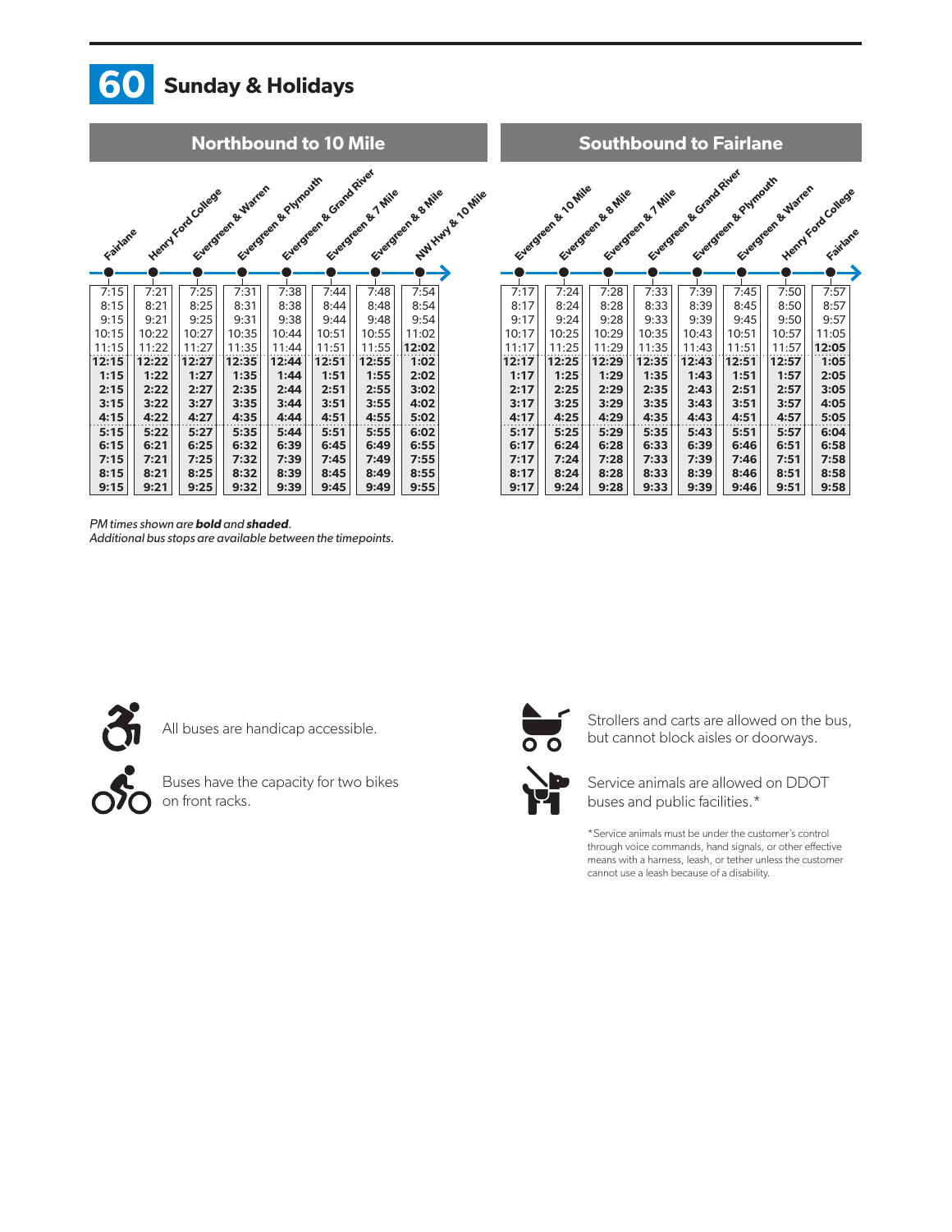# 60 Sunday & Holidays

## Northbound to 10 Mile

| Fairlane | Henry Ford College | Evergreen & Warren | Evergreen & Plymouth | Evergreen & Grand River | Evergreen & 7 Mile | Evergreen & 8 Mile | NW Hwy & 10 Mile |
|---|---|---|---|---|---|---|---|
| 7:15 | 7:21 | 7:25 | 7:31 | 7:38 | 7:44 | 7:48 | 7:54 |
| 8:15 | 8:21 | 8:25 | 8:31 | 8:38 | 8:44 | 8:48 | 8:54 |
| 9:15 | 9:21 | 9:25 | 9:31 | 9:38 | 9:44 | 9:48 | 9:54 |
| 10:15 | 10:22 | 10:27 | 10:35 | 10:44 | 10:51 | 10:55 | 11:02 |
| 11:15 | 11:22 | 11:27 | 11:35 | 11:44 | 11:51 | 11:55 | **12:02** |
| **12:15** | **12:22** | **12:27** | **12:35** | **12:44** | **12:51** | **12:55** | **1:02** |
| **1:15** | **1:22** | **1:27** | **1:35** | **1:44** | **1:51** | **1:55** | **2:02** |
| **2:15** | **2:22** | **2:27** | **2:35** | **2:44** | **2:51** | **2:55** | **3:02** |
| **3:15** | **3:22** | **3:27** | **3:35** | **3:44** | **3:51** | **3:55** | **4:02** |
| **4:15** | **4:22** | **4:27** | **4:35** | **4:44** | **4:51** | **4:55** | **5:02** |
| **5:15** | **5:22** | **5:27** | **5:35** | **5:44** | **5:51** | **5:55** | **6:02** |
| **6:15** | **6:21** | **6:25** | **6:32** | **6:39** | **6:45** | **6:49** | **6:55** |
| **7:15** | **7:21** | **7:25** | **7:32** | **7:39** | **7:45** | **7:49** | **7:55** |
| **8:15** | **8:21** | **8:25** | **8:32** | **8:39** | **8:45** | **8:49** | **8:55** |
| **9:15** | **9:21** | **9:25** | **9:32** | **9:39** | **9:45** | **9:49** | **9:55** |

## Southbound to Fairlane

| Evergreen & 10 Mile | Evergreen & 8 Mile | Evergreen & 7 Mile | Evergreen & Grand River | Evergreen & Plymouth | Evergreen & Warren | Henry Ford College | Fairlane |
|---|---|---|---|---|---|---|---|
| 7:17 | 7:24 | 7:28 | 7:33 | 7:39 | 7:45 | 7:50 | 7:57 |
| 8:17 | 8:24 | 8:28 | 8:33 | 8:39 | 8:45 | 8:50 | 8:57 |
| 9:17 | 9:24 | 9:28 | 9:33 | 9:39 | 9:45 | 9:50 | 9:57 |
| 10:17 | 10:25 | 10:29 | 10:35 | 10:43 | 10:51 | 10:57 | 11:05 |
| 11:17 | 11:25 | 11:29 | 11:35 | 11:43 | 11:51 | 11:57 | **12:05** |
| **12:17** | **12:25** | **12:29** | **12:35** | **12:43** | **12:51** | **12:57** | **1:05** |
| **1:17** | **1:25** | **1:29** | **1:35** | **1:43** | **1:51** | **1:57** | **2:05** |
| **2:17** | **2:25** | **2:29** | **2:35** | **2:43** | **2:51** | **2:57** | **3:05** |
| **3:17** | **3:25** | **3:29** | **3:35** | **3:43** | **3:51** | **3:57** | **4:05** |
| **4:17** | **4:25** | **4:29** | **4:35** | **4:43** | **4:51** | **4:57** | **5:05** |
| **5:17** | **5:25** | **5:29** | **5:35** | **5:43** | **5:51** | **5:57** | **6:04** |
| **6:17** | **6:24** | **6:28** | **6:33** | **6:39** | **6:46** | **6:51** | **6:58** |
| **7:17** | **7:24** | **7:28** | **7:33** | **7:39** | **7:46** | **7:51** | **7:58** |
| **8:17** | **8:24** | **8:28** | **8:33** | **8:39** | **8:46** | **8:51** | **8:58** |
| **9:17** | **9:24** | **9:28** | **9:33** | **9:39** | **9:46** | **9:51** | **9:58** |

*PM times shown are **bold** and **shaded**.*
*Additional bus stops are available between the timepoints.*

All buses are handicap accessible.

Buses have the capacity for two bikes on front racks.

Strollers and carts are allowed on the bus, but cannot block aisles or doorways.

Service animals are allowed on DDOT buses and public facilities.*

*Service animals must be under the customer's control through voice commands, hand signals, or other effective means with a harness, leash, or tether unless the customer cannot use a leash because of a disability.